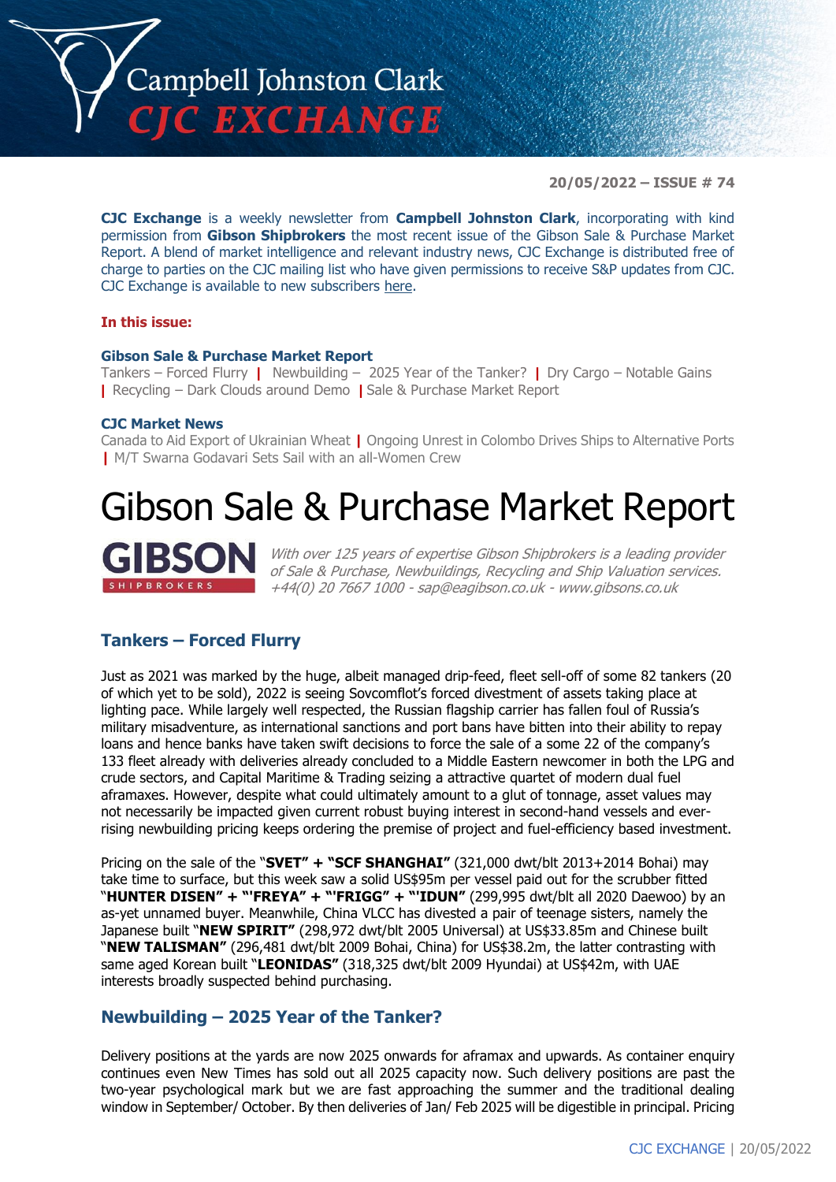# Campbell Johnston Clark
## CJC EXCHANGE

**20/05/2022 – ISSUE # 74**

**CJC Exchange** is a weekly newsletter from **Campbell Johnston Clark**, incorporating with kind permission from **Gibson Shipbrokers** the most recent issue of the Gibson Sale & Purchase Market Report. A blend of market intelligence and relevant industry news, CJC Exchange is distributed free of charge to parties on the CJC mailing list who have given permissions to receive S&P updates from CJC. CJC Exchange is available to new subscribers here.

**In this issue:**

**Gibson Sale & Purchase Market Report**
Tankers – Forced Flurry | Newbuilding – 2025 Year of the Tanker? | Dry Cargo – Notable Gains | Recycling – Dark Clouds around Demo | Sale & Purchase Market Report

**CJC Market News**
Canada to Aid Export of Ukrainian Wheat | Ongoing Unrest in Colombo Drives Ships to Alternative Ports | M/T Swarna Godavari Sets Sail with an all-Women Crew

# Gibson Sale & Purchase Market Report

**GIBSON** SHIPBROKERS

*With over 125 years of expertise Gibson Shipbrokers is a leading provider of Sale & Purchase, Newbuildings, Recycling and Ship Valuation services. +44(0) 20 7667 1000 - sap@eagibson.co.uk - www.gibsons.co.uk*

## Tankers – Forced Flurry

Just as 2021 was marked by the huge, albeit managed drip-feed, fleet sell-off of some 82 tankers (20 of which yet to be sold), 2022 is seeing Sovcomflot's forced divestment of assets taking place at lighting pace. While largely well respected, the Russian flagship carrier has fallen foul of Russia's military misadventure, as international sanctions and port bans have bitten into their ability to repay loans and hence banks have taken swift decisions to force the sale of a some 22 of the company's 133 fleet already with deliveries already concluded to a Middle Eastern newcomer in both the LPG and crude sectors, and Capital Maritime & Trading seizing a attractive quartet of modern dual fuel aframaxes. However, despite what could ultimately amount to a glut of tonnage, asset values may not necessarily be impacted given current robust buying interest in second-hand vessels and ever-rising newbuilding pricing keeps ordering the premise of project and fuel-efficiency based investment.

Pricing on the sale of the "**SVET" + "SCF SHANGHAI"** (321,000 dwt/blt 2013+2014 Bohai) may take time to surface, but this week saw a solid US$95m per vessel paid out for the scrubber fitted "**HUNTER DISEN" + "'FREYA" + "'FRIGG" + "'IDUN"** (299,995 dwt/blt all 2020 Daewoo) by an as-yet unnamed buyer. Meanwhile, China VLCC has divested a pair of teenage sisters, namely the Japanese built "**NEW SPIRIT"** (298,972 dwt/blt 2005 Universal) at US$33.85m and Chinese built "**NEW TALISMAN"** (296,481 dwt/blt 2009 Bohai, China) for US$38.2m, the latter contrasting with same aged Korean built "**LEONIDAS"** (318,325 dwt/blt 2009 Hyundai) at US$42m, with UAE interests broadly suspected behind purchasing.

## Newbuilding – 2025 Year of the Tanker?

Delivery positions at the yards are now 2025 onwards for aframax and upwards. As container enquiry continues even New Times has sold out all 2025 capacity now. Such delivery positions are past the two-year psychological mark but we are fast approaching the summer and the traditional dealing window in September/ October. By then deliveries of Jan/ Feb 2025 will be digestible in principal. Pricing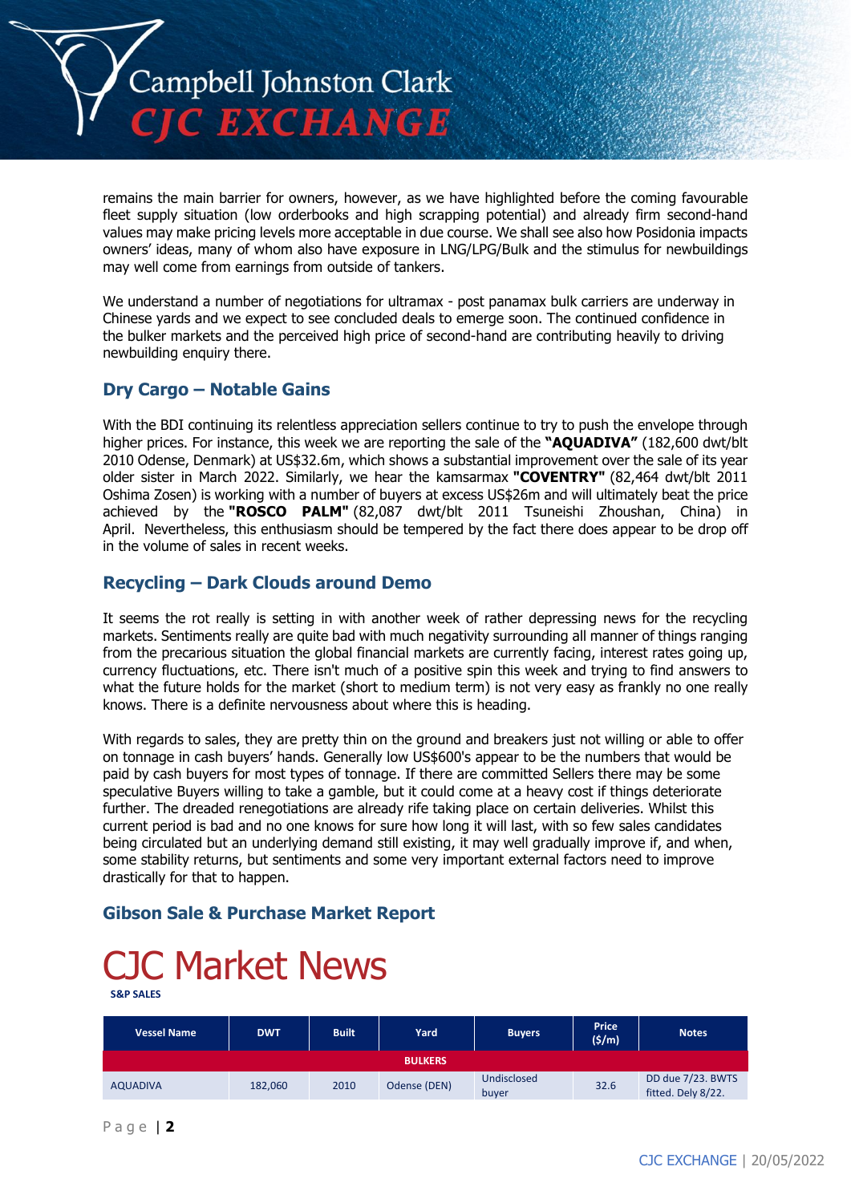remains the main barrier for owners, however, as we have highlighted before the coming favourable fleet supply situation (low orderbooks and high scrapping potential) and already firm second-hand values may make pricing levels more acceptable in due course. We shall see also how Posidonia impacts owners' ideas, many of whom also have exposure in LNG/LPG/Bulk and the stimulus for newbuildings may well come from earnings from outside of tankers.

We understand a number of negotiations for ultramax - post panamax bulk carriers are underway in Chinese yards and we expect to see concluded deals to emerge soon. The continued confidence in the bulker markets and the perceived high price of second-hand are contributing heavily to driving newbuilding enquiry there.

### Dry Cargo – Notable Gains

With the BDI continuing its relentless appreciation sellers continue to try to push the envelope through higher prices. For instance, this week we are reporting the sale of the **"AQUADIVA"** (182,600 dwt/blt 2010 Odense, Denmark) at US$32.6m, which shows a substantial improvement over the sale of its year older sister in March 2022. Similarly, we hear the kamsarmax **"COVENTRY"** (82,464 dwt/blt 2011 Oshima Zosen) is working with a number of buyers at excess US$26m and will ultimately beat the price achieved by the **"ROSCO PALM"** (82,087 dwt/blt 2011 Tsuneishi Zhoushan, China) in April. Nevertheless, this enthusiasm should be tempered by the fact there does appear to be drop off in the volume of sales in recent weeks.

### Recycling – Dark Clouds around Demo

It seems the rot really is setting in with another week of rather depressing news for the recycling markets. Sentiments really are quite bad with much negativity surrounding all manner of things ranging from the precarious situation the global financial markets are currently facing, interest rates going up, currency fluctuations, etc. There isn't much of a positive spin this week and trying to find answers to what the future holds for the market (short to medium term) is not very easy as frankly no one really knows. There is a definite nervousness about where this is heading.

With regards to sales, they are pretty thin on the ground and breakers just not willing or able to offer on tonnage in cash buyers' hands. Generally low US$600's appear to be the numbers that would be paid by cash buyers for most types of tonnage. If there are committed Sellers there may be some speculative Buyers willing to take a gamble, but it could come at a heavy cost if things deteriorate further. The dreaded renegotiations are already rife taking place on certain deliveries. Whilst this current period is bad and no one knows for sure how long it will last, with so few sales candidates being circulated but an underlying demand still existing, it may well gradually improve if, and when, some stability returns, but sentiments and some very important external factors need to improve drastically for that to happen.

### Gibson Sale & Purchase Market Report

# CJC Market News

**S&P SALES**

| Vessel Name | DWT | Built | Yard | Buyers | Price ($/m) | Notes |
|---|---|---|---|---|---|---|
| **BULKERS** | | | | | | |
| AQUADIVA | 182,060 | 2010 | Odense (DEN) | Undisclosed buyer | 32.6 | DD due 7/23. BWTS fitted. Dely 8/22. |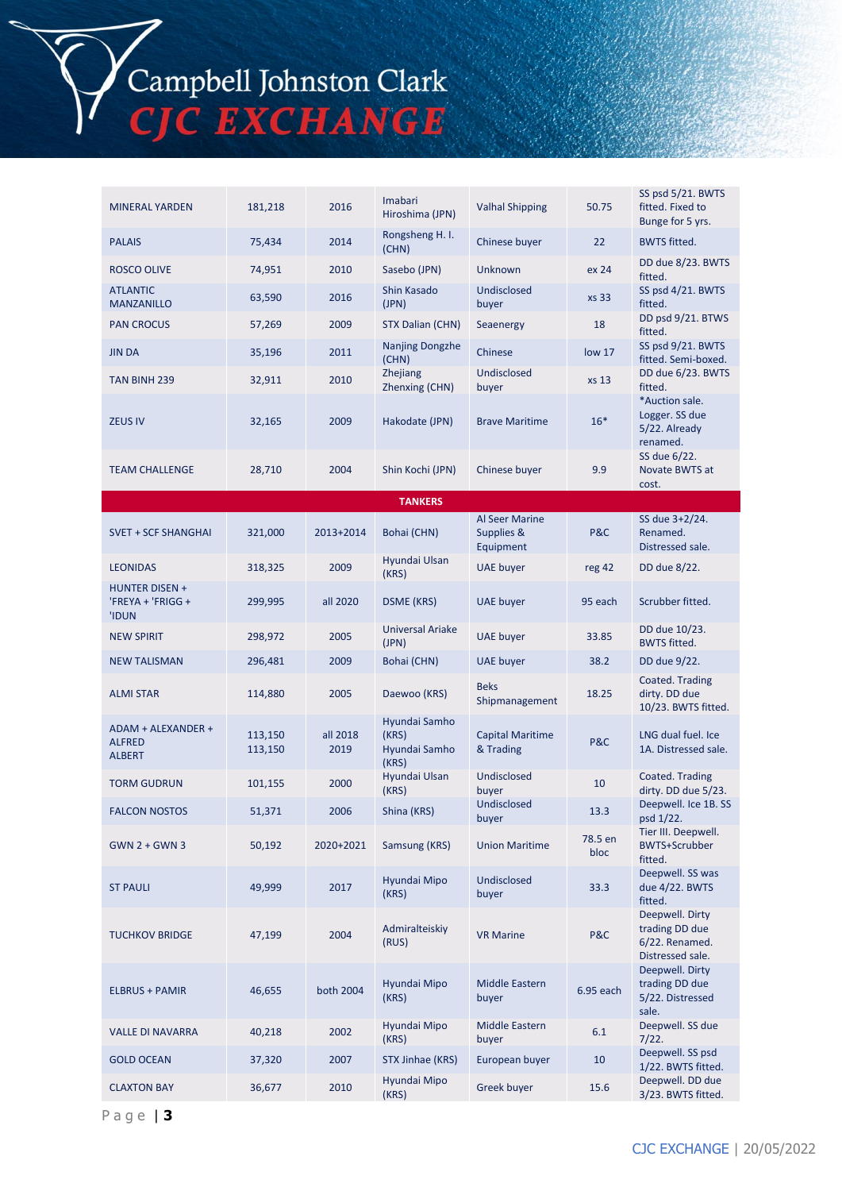| | | | | | | |
|---|---|---|---|---|---|---|
| MINERAL YARDEN | 181,218 | 2016 | Imabari Hiroshima (JPN) | Valhal Shipping | 50.75 | SS psd 5/21. BWTS fitted. Fixed to Bunge for 5 yrs. |
| PALAIS | 75,434 | 2014 | Rongsheng H. I. (CHN) | Chinese buyer | 22 | BWTS fitted. |
| ROSCO OLIVE | 74,951 | 2010 | Sasebo (JPN) | Unknown | ex 24 | DD due 8/23. BWTS fitted. |
| ATLANTIC MANZANILLO | 63,590 | 2016 | Shin Kasado (JPN) | Undisclosed buyer | xs 33 | SS psd 4/21. BWTS fitted. |
| PAN CROCUS | 57,269 | 2009 | STX Dalian (CHN) | Seaenergy | 18 | DD psd 9/21. BTWS fitted. |
| JIN DA | 35,196 | 2011 | Nanjing Dongzhe (CHN) | Chinese | low 17 | SS psd 9/21. BWTS fitted. Semi-boxed. |
| TAN BINH 239 | 32,911 | 2010 | Zhejiang Zhenxing (CHN) | Undisclosed buyer | xs 13 | DD due 6/23. BWTS fitted. |
| ZEUS IV | 32,165 | 2009 | Hakodate (JPN) | Brave Maritime | 16* | *Auction sale. Logger. SS due 5/22. Already renamed. |
| TEAM CHALLENGE | 28,710 | 2004 | Shin Kochi (JPN) | Chinese buyer | 9.9 | SS due 6/22. Novate BWTS at cost. |
| **TANKERS** | | | | | | |
| SVET + SCF SHANGHAI | 321,000 | 2013+2014 | Bohai (CHN) | Al Seer Marine Supplies & Equipment | P&C | SS due 3+2/24. Renamed. Distressed sale. |
| LEONIDAS | 318,325 | 2009 | Hyundai Ulsan (KRS) | UAE buyer | reg 42 | DD due 8/22. |
| HUNTER DISEN + 'FREYA + 'FRIGG + 'IDUN | 299,995 | all 2020 | DSME (KRS) | UAE buyer | 95 each | Scrubber fitted. |
| NEW SPIRIT | 298,972 | 2005 | Universal Ariake (JPN) | UAE buyer | 33.85 | DD due 10/23. BWTS fitted. |
| NEW TALISMAN | 296,481 | 2009 | Bohai (CHN) | UAE buyer | 38.2 | DD due 9/22. |
| ALMI STAR | 114,880 | 2005 | Daewoo (KRS) | Beks Shipmanagement | 18.25 | Coated. Trading dirty. DD due 10/23. BWTS fitted. |
| ADAM + ALEXANDER + ALFRED ALBERT | 113,150 113,150 | all 2018 2019 | Hyundai Samho (KRS) Hyundai Samho (KRS) | Capital Maritime & Trading | P&C | LNG dual fuel. Ice 1A. Distressed sale. |
| TORM GUDRUN | 101,155 | 2000 | Hyundai Ulsan (KRS) | Undisclosed buyer | 10 | Coated. Trading dirty. DD due 5/23. |
| FALCON NOSTOS | 51,371 | 2006 | Shina (KRS) | Undisclosed buyer | 13.3 | Deepwell. Ice 1B. SS psd 1/22. |
| GWN 2 + GWN 3 | 50,192 | 2020+2021 | Samsung (KRS) | Union Maritime | 78.5 en bloc | Tier III. Deepwell. BWTS+Scrubber fitted. |
| ST PAULI | 49,999 | 2017 | Hyundai Mipo (KRS) | Undisclosed buyer | 33.3 | Deepwell. SS was due 4/22. BWTS fitted. |
| TUCHKOV BRIDGE | 47,199 | 2004 | Admiralteiskiy (RUS) | VR Marine | P&C | Deepwell. Dirty trading DD due 6/22. Renamed. Distressed sale. |
| ELBRUS + PAMIR | 46,655 | both 2004 | Hyundai Mipo (KRS) | Middle Eastern buyer | 6.95 each | Deepwell. Dirty trading DD due 5/22. Distressed sale. |
| VALLE DI NAVARRA | 40,218 | 2002 | Hyundai Mipo (KRS) | Middle Eastern buyer | 6.1 | Deepwell. SS due 7/22. |
| GOLD OCEAN | 37,320 | 2007 | STX Jinhae (KRS) | European buyer | 10 | Deepwell. SS psd 1/22. BWTS fitted. |
| CLAXTON BAY | 36,677 | 2010 | Hyundai Mipo (KRS) | Greek buyer | 15.6 | Deepwell. DD due 3/23. BWTS fitted. |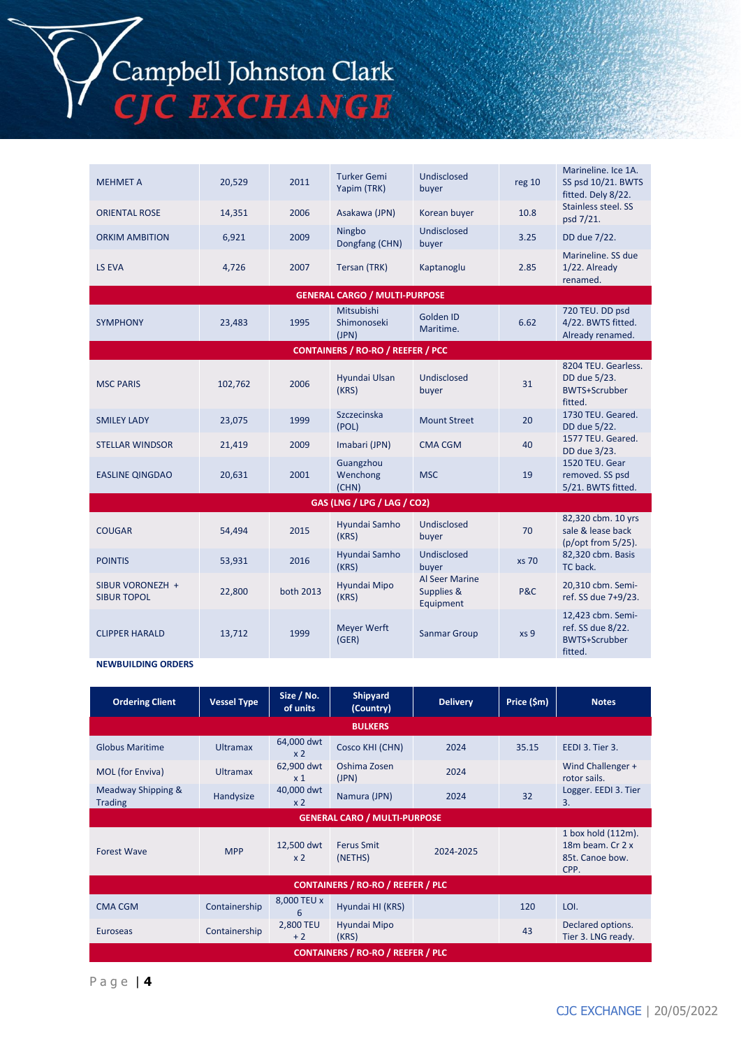| | | | | | | |
|---|---|---|---|---|---|---|
| MEHMET A | 20,529 | 2011 | Turker Gemi Yapim (TRK) | Undisclosed buyer | reg 10 | Marineline. Ice 1A. SS psd 10/21. BWTS fitted. Dely 8/22. |
| ORIENTAL ROSE | 14,351 | 2006 | Asakawa (JPN) | Korean buyer | 10.8 | Stainless steel. SS psd 7/21. |
| ORKIM AMBITION | 6,921 | 2009 | Ningbo Dongfang (CHN) | Undisclosed buyer | 3.25 | DD due 7/22. |
| LS EVA | 4,726 | 2007 | Tersan (TRK) | Kaptanoglu | 2.85 | Marineline. SS due 1/22. Already renamed. |
| **GENERAL CARGO / MULTI-PURPOSE** | | | | | | |
| SYMPHONY | 23,483 | 1995 | Mitsubishi Shimonoseki (JPN) | Golden ID Maritime. | 6.62 | 720 TEU. DD psd 4/22. BWTS fitted. Already renamed. |
| **CONTAINERS / RO-RO / REEFER / PCC** | | | | | | |
| MSC PARIS | 102,762 | 2006 | Hyundai Ulsan (KRS) | Undisclosed buyer | 31 | 8204 TEU. Gearless. DD due 5/23. BWTS+Scrubber fitted. |
| SMILEY LADY | 23,075 | 1999 | Szczecinska (POL) | Mount Street | 20 | 1730 TEU. Geared. DD due 5/22. |
| STELLAR WINDSOR | 21,419 | 2009 | Imabari (JPN) | CMA CGM | 40 | 1577 TEU. Geared. DD due 3/23. |
| EASLINE QINGDAO | 20,631 | 2001 | Guangzhou Wenchong (CHN) | MSC | 19 | 1520 TEU. Gear removed. SS psd 5/21. BWTS fitted. |
| **GAS (LNG / LPG / LAG / CO2)** | | | | | | |
| COUGAR | 54,494 | 2015 | Hyundai Samho (KRS) | Undisclosed buyer | 70 | 82,320 cbm. 10 yrs sale & lease back (p/opt from 5/25). |
| POINTIS | 53,931 | 2016 | Hyundai Samho (KRS) | Undisclosed buyer | xs 70 | 82,320 cbm. Basis TC back. |
| SIBUR VORONEZH + SIBUR TOPOL | 22,800 | both 2013 | Hyundai Mipo (KRS) | Al Seer Marine Supplies & Equipment | P&C | 20,310 cbm. Semi-ref. SS due 7+9/23. |
| CLIPPER HARALD | 13,712 | 1999 | Meyer Werft (GER) | Sanmar Group | xs 9 | 12,423 cbm. Semi-ref. SS due 8/22. BWTS+Scrubber fitted. |

**NEWBUILDING ORDERS**

| Ordering Client | Vessel Type | Size / No. of units | Shipyard (Country) | Delivery | Price ($m) | Notes |
|---|---|---|---|---|---|---|
| **BULKERS** | | | | | | |
| Globus Maritime | Ultramax | 64,000 dwt x 2 | Cosco KHI (CHN) | 2024 | 35.15 | EEDI 3. Tier 3. |
| MOL (for Enviva) | Ultramax | 62,900 dwt x 1 | Oshima Zosen (JPN) | 2024 | | Wind Challenger + rotor sails. |
| Meadway Shipping & Trading | Handysize | 40,000 dwt x 2 | Namura (JPN) | 2024 | 32 | Logger. EEDI 3. Tier 3. |
| **GENERAL CARO / MULTI-PURPOSE** | | | | | | |
| Forest Wave | MPP | 12,500 dwt x 2 | Ferus Smit (NETHS) | 2024-2025 | | 1 box hold (112m). 18m beam. Cr 2 x 85t. Canoe bow. CPP. |
| **CONTAINERS / RO-RO / REEFER / PLC** | | | | | | |
| CMA CGM | Containership | 8,000 TEU x 6 | Hyundai HI (KRS) | | 120 | LOI. |
| Euroseas | Containership | 2,800 TEU + 2 | Hyundai Mipo (KRS) | | 43 | Declared options. Tier 3. LNG ready. |
| **CONTAINERS / RO-RO / REEFER / PLC** | | | | | | |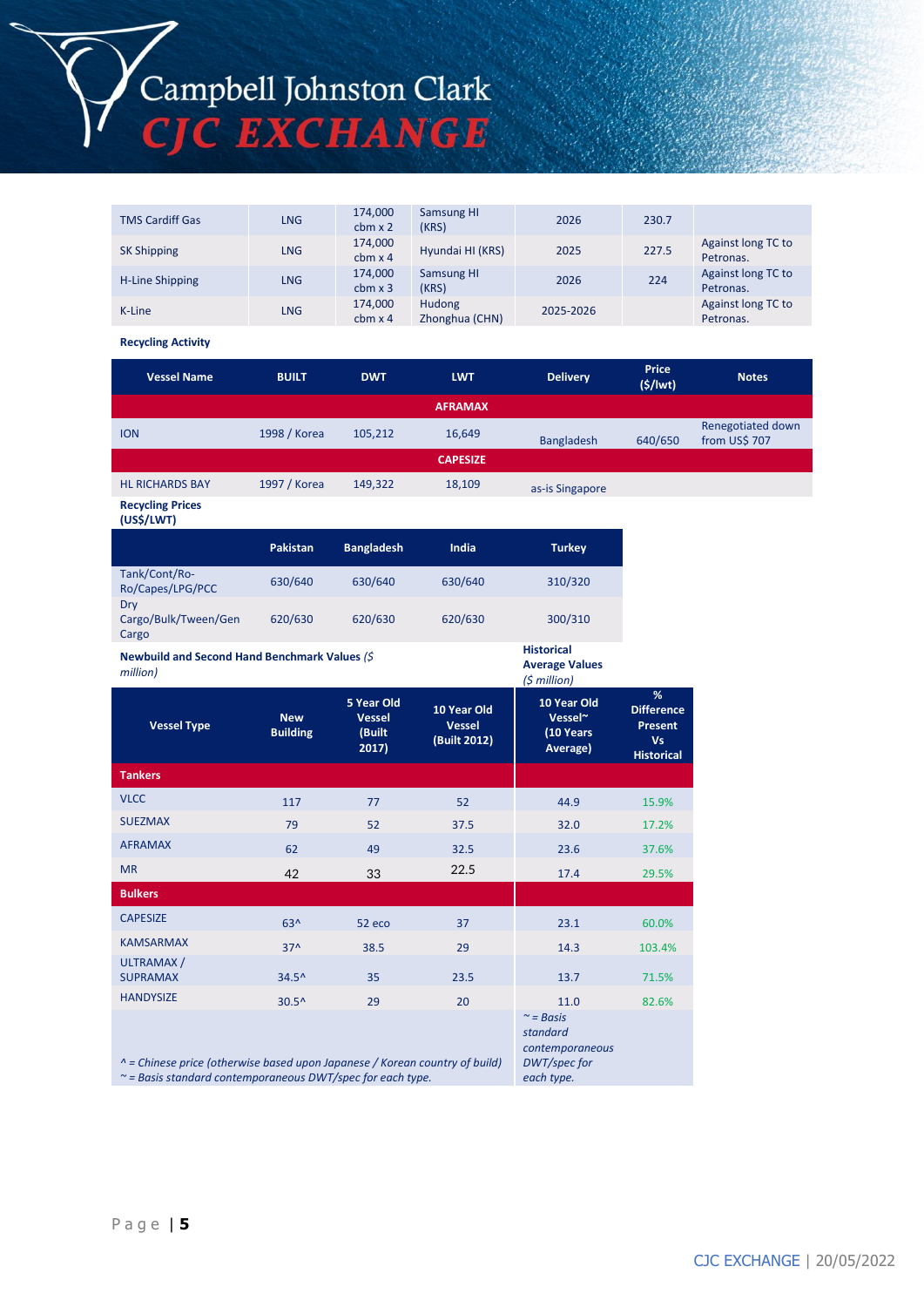| TMS Cardiff Gas | LNG | 174,000 cbm x 2 | Samsung HI (KRS) | 2026 | 230.7 | |
|---|---|---|---|---|---|---|
| SK Shipping | LNG | 174,000 cbm x 4 | Hyundai HI (KRS) | 2025 | 227.5 | Against long TC to Petronas. |
| H-Line Shipping | LNG | 174,000 cbm x 3 | Samsung HI (KRS) | 2026 | 224 | Against long TC to Petronas. |
| K-Line | LNG | 174,000 cbm x 4 | Hudong Zhonghua (CHN) | 2025-2026 | | Against long TC to Petronas. |

**Recycling Activity**

| Vessel Name | BUILT | DWT | LWT | Delivery | Price ($/lwt) | Notes |
|---|---|---|---|---|---|---|
| | | | **AFRAMAX** | | | |
| ION | 1998 / Korea | 105,212 | 16,649 | Bangladesh | 640/650 | Renegotiated down from US$ 707 |
| | | | **CAPESIZE** | | | |
| HL RICHARDS BAY | 1997 / Korea | 149,322 | 18,109 | as-is Singapore | | |

**Recycling Prices (US$/LWT)**

| | Pakistan | Bangladesh | India | Turkey |
|---|---|---|---|---|
| Tank/Cont/Ro-Ro/Capes/LPG/PCC | 630/640 | 630/640 | 630/640 | 310/320 |
| Dry Cargo/Bulk/Tween/Gen Cargo | 620/630 | 620/630 | 620/630 | 300/310 |

**Newbuild and Second Hand Benchmark Values** *($ million)*

**Historical Average Values** *($ million)*

| Vessel Type | New Building | 5 Year Old Vessel (Built 2017) | 10 Year Old Vessel (Built 2012) | 10 Year Old Vessel~ (10 Years Average) | % Difference Present Vs Historical |
|---|---|---|---|---|---|
| **Tankers** | | | | | |
| VLCC | 117 | 77 | 52 | 44.9 | 15.9% |
| SUEZMAX | 79 | 52 | 37.5 | 32.0 | 17.2% |
| AFRAMAX | 62 | 49 | 32.5 | 23.6 | 37.6% |
| MR | 42 | 33 | 22.5 | 17.4 | 29.5% |
| **Bulkers** | | | | | |
| CAPESIZE | 63^ | 52 eco | 37 | 23.1 | 60.0% |
| KAMSARMAX | 37^ | 38.5 | 29 | 14.3 | 103.4% |
| ULTRAMAX / SUPRAMAX | 34.5^ | 35 | 23.5 | 13.7 | 71.5% |
| HANDYSIZE | 30.5^ | 29 | 20 | 11.0 | 82.6% |

*^ = Chinese price (otherwise based upon Japanese / Korean country of build)*
*~ = Basis standard contemporaneous DWT/spec for each type.*

*~ = Basis standard contemporaneous DWT/spec for each type.*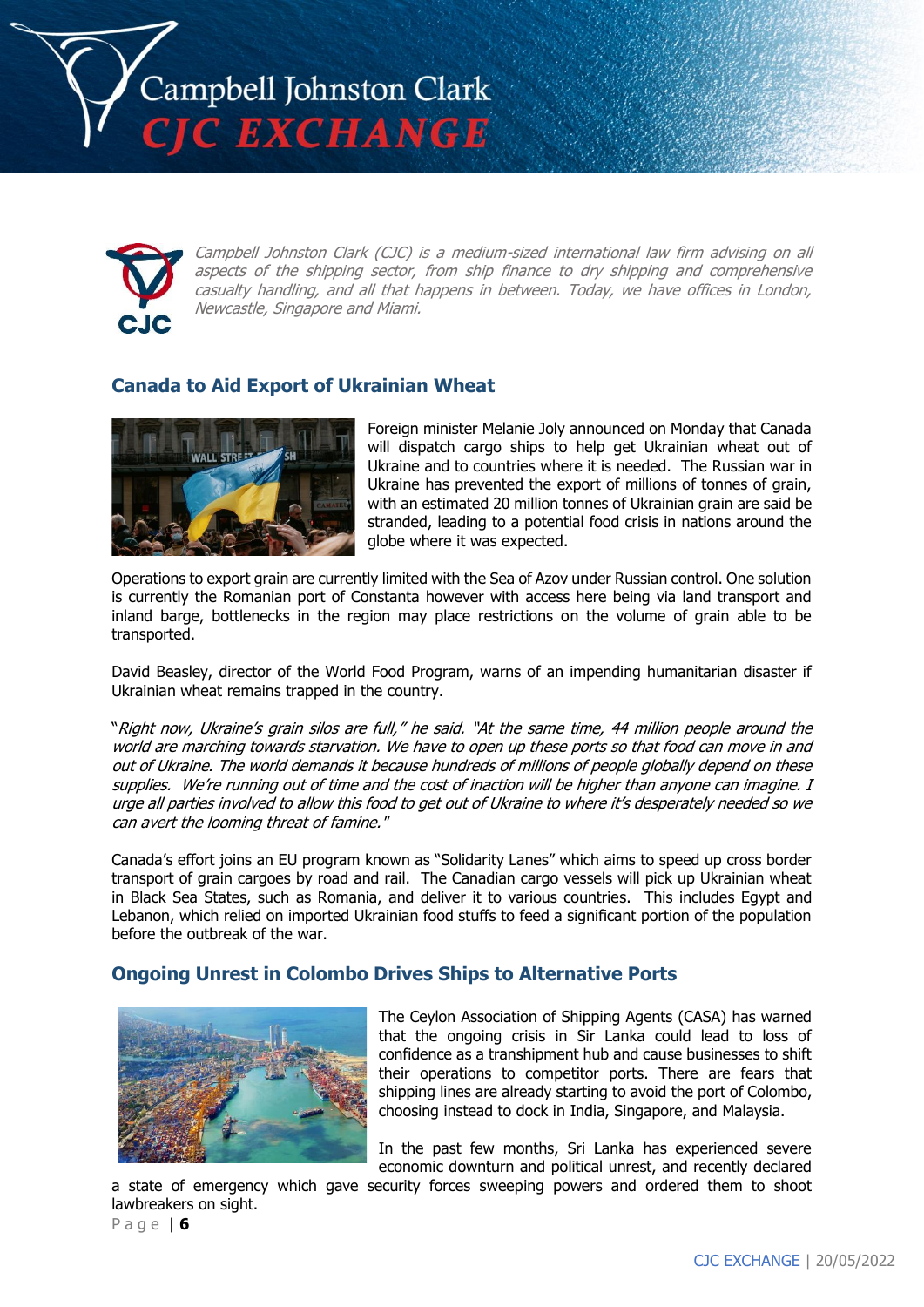*Campbell Johnston Clark (CJC) is a medium-sized international law firm advising on all aspects of the shipping sector, from ship finance to dry shipping and comprehensive casualty handling, and all that happens in between. Today, we have offices in London, Newcastle, Singapore and Miami.*

## Canada to Aid Export of Ukrainian Wheat

Foreign minister Melanie Joly announced on Monday that Canada will dispatch cargo ships to help get Ukrainian wheat out of Ukraine and to countries where it is needed. The Russian war in Ukraine has prevented the export of millions of tonnes of grain, with an estimated 20 million tonnes of Ukrainian grain are said be stranded, leading to a potential food crisis in nations around the globe where it was expected.

Operations to export grain are currently limited with the Sea of Azov under Russian control. One solution is currently the Romanian port of Constanta however with access here being via land transport and inland barge, bottlenecks in the region may place restrictions on the volume of grain able to be transported.

David Beasley, director of the World Food Program, warns of an impending humanitarian disaster if Ukrainian wheat remains trapped in the country.

"*Right now, Ukraine's grain silos are full," he said. "At the same time, 44 million people around the world are marching towards starvation. We have to open up these ports so that food can move in and out of Ukraine. The world demands it because hundreds of millions of people globally depend on these supplies. We're running out of time and the cost of inaction will be higher than anyone can imagine. I urge all parties involved to allow this food to get out of Ukraine to where it's desperately needed so we can avert the looming threat of famine."*

Canada's effort joins an EU program known as "Solidarity Lanes" which aims to speed up cross border transport of grain cargoes by road and rail. The Canadian cargo vessels will pick up Ukrainian wheat in Black Sea States, such as Romania, and deliver it to various countries. This includes Egypt and Lebanon, which relied on imported Ukrainian food stuffs to feed a significant portion of the population before the outbreak of the war.

## Ongoing Unrest in Colombo Drives Ships to Alternative Ports

The Ceylon Association of Shipping Agents (CASA) has warned that the ongoing crisis in Sir Lanka could lead to loss of confidence as a transhipment hub and cause businesses to shift their operations to competitor ports. There are fears that shipping lines are already starting to avoid the port of Colombo, choosing instead to dock in India, Singapore, and Malaysia.

In the past few months, Sri Lanka has experienced severe economic downturn and political unrest, and recently declared a state of emergency which gave security forces sweeping powers and ordered them to shoot lawbreakers on sight.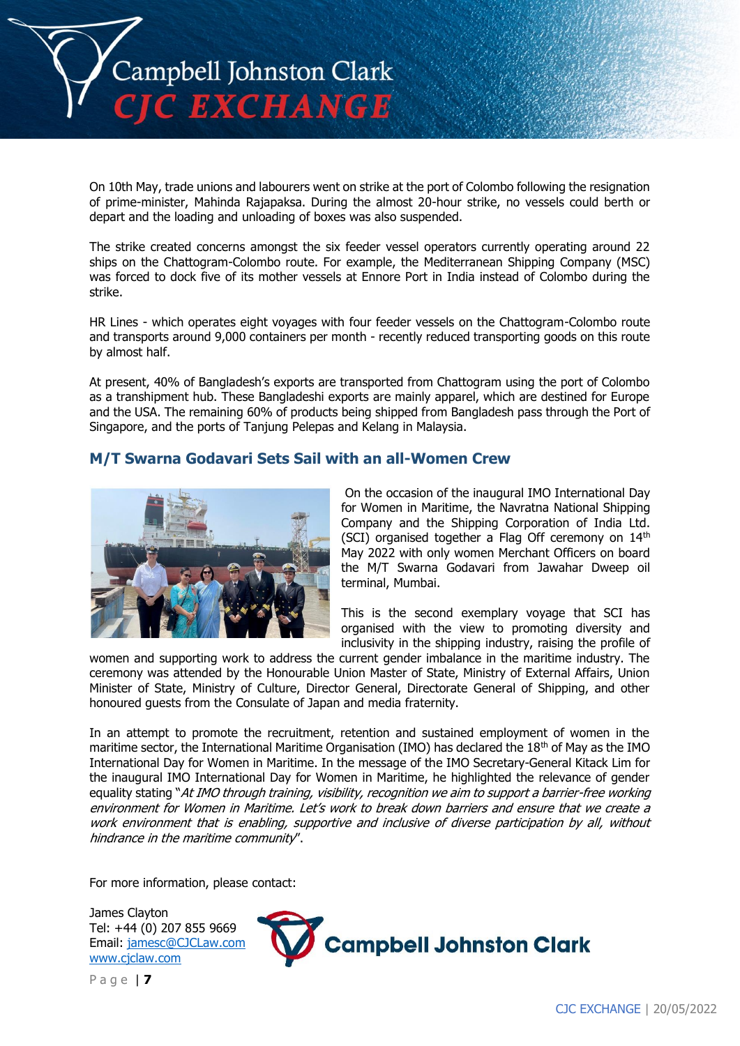On 10th May, trade unions and labourers went on strike at the port of Colombo following the resignation of prime-minister, Mahinda Rajapaksa. During the almost 20-hour strike, no vessels could berth or depart and the loading and unloading of boxes was also suspended.

The strike created concerns amongst the six feeder vessel operators currently operating around 22 ships on the Chattogram-Colombo route. For example, the Mediterranean Shipping Company (MSC) was forced to dock five of its mother vessels at Ennore Port in India instead of Colombo during the strike.

HR Lines - which operates eight voyages with four feeder vessels on the Chattogram-Colombo route and transports around 9,000 containers per month - recently reduced transporting goods on this route by almost half.

At present, 40% of Bangladesh's exports are transported from Chattogram using the port of Colombo as a transhipment hub. These Bangladeshi exports are mainly apparel, which are destined for Europe and the USA. The remaining 60% of products being shipped from Bangladesh pass through the Port of Singapore, and the ports of Tanjung Pelepas and Kelang in Malaysia.

## M/T Swarna Godavari Sets Sail with an all-Women Crew

On the occasion of the inaugural IMO International Day for Women in Maritime, the Navratna National Shipping Company and the Shipping Corporation of India Ltd. (SCI) organised together a Flag Off ceremony on 14th May 2022 with only women Merchant Officers on board the M/T Swarna Godavari from Jawahar Dweep oil terminal, Mumbai.

This is the second exemplary voyage that SCI has organised with the view to promoting diversity and inclusivity in the shipping industry, raising the profile of women and supporting work to address the current gender imbalance in the maritime industry. The ceremony was attended by the Honourable Union Master of State, Ministry of External Affairs, Union Minister of State, Ministry of Culture, Director General, Directorate General of Shipping, and other honoured guests from the Consulate of Japan and media fraternity.

In an attempt to promote the recruitment, retention and sustained employment of women in the maritime sector, the International Maritime Organisation (IMO) has declared the 18th of May as the IMO International Day for Women in Maritime. In the message of the IMO Secretary-General Kitack Lim for the inaugural IMO International Day for Women in Maritime, he highlighted the relevance of gender equality stating "*At IMO through training, visibility, recognition we aim to support a barrier-free working environment for Women in Maritime. Let's work to break down barriers and ensure that we create a work environment that is enabling, supportive and inclusive of diverse participation by all, without hindrance in the maritime community*".

For more information, please contact:

James Clayton
Tel: +44 (0) 207 855 9669
Email: jamesc@CJCLaw.com
www.cjclaw.com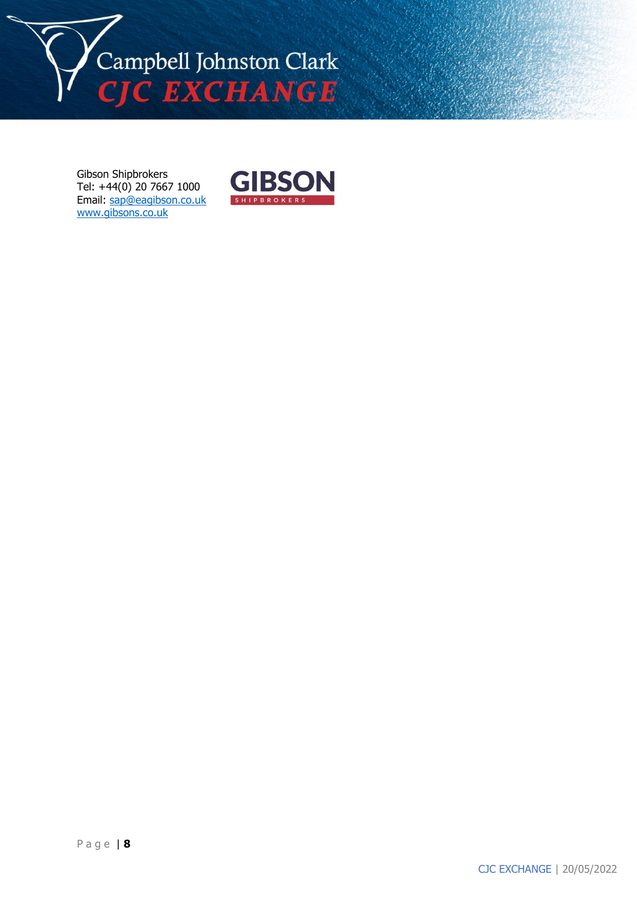Gibson Shipbrokers
Tel: +44(0) 20 7667 1000
Email: sap@eagibson.co.uk
www.gibsons.co.uk